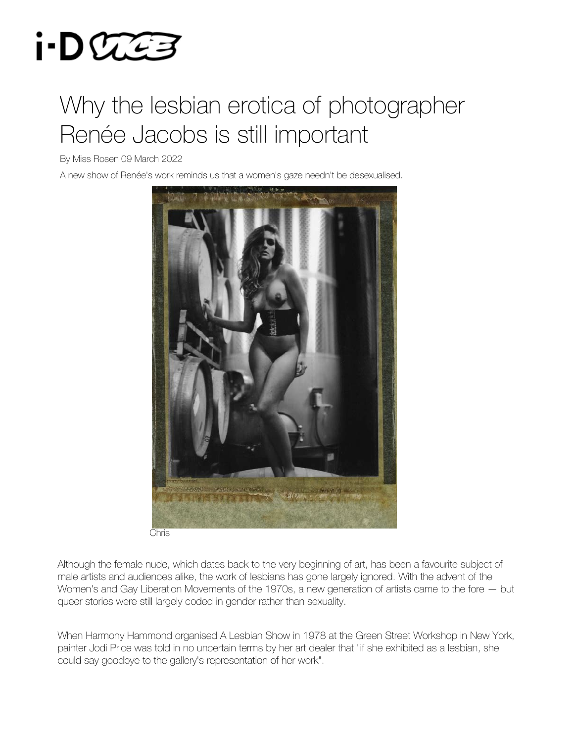# Why the lesbian erotica of photographer Renée Jacobs is still important

By Miss Rosen 09 March 2022

A new show of Renée's work reminds us that a women's gaze needn't be desexualised.

Chris

Although the female nude, which dates back to the very beginning of art, has been a favourite subject of male artists and audiences alike, the work of lesbians has gone largely ignored. With the advent of the Women's and Gay Liberation Movements of the 1970s, a new generation of artists came to the fore — but queer stories were still largely coded in gender rather than sexuality.

When Harmony Hammond organised A Lesbian Show in 1978 at the Green Street Workshop in New York, painter Jodi Price was told in no uncertain terms by her art dealer that "if she exhibited as a lesbian, she could say goodbye to the gallery's representation of her work".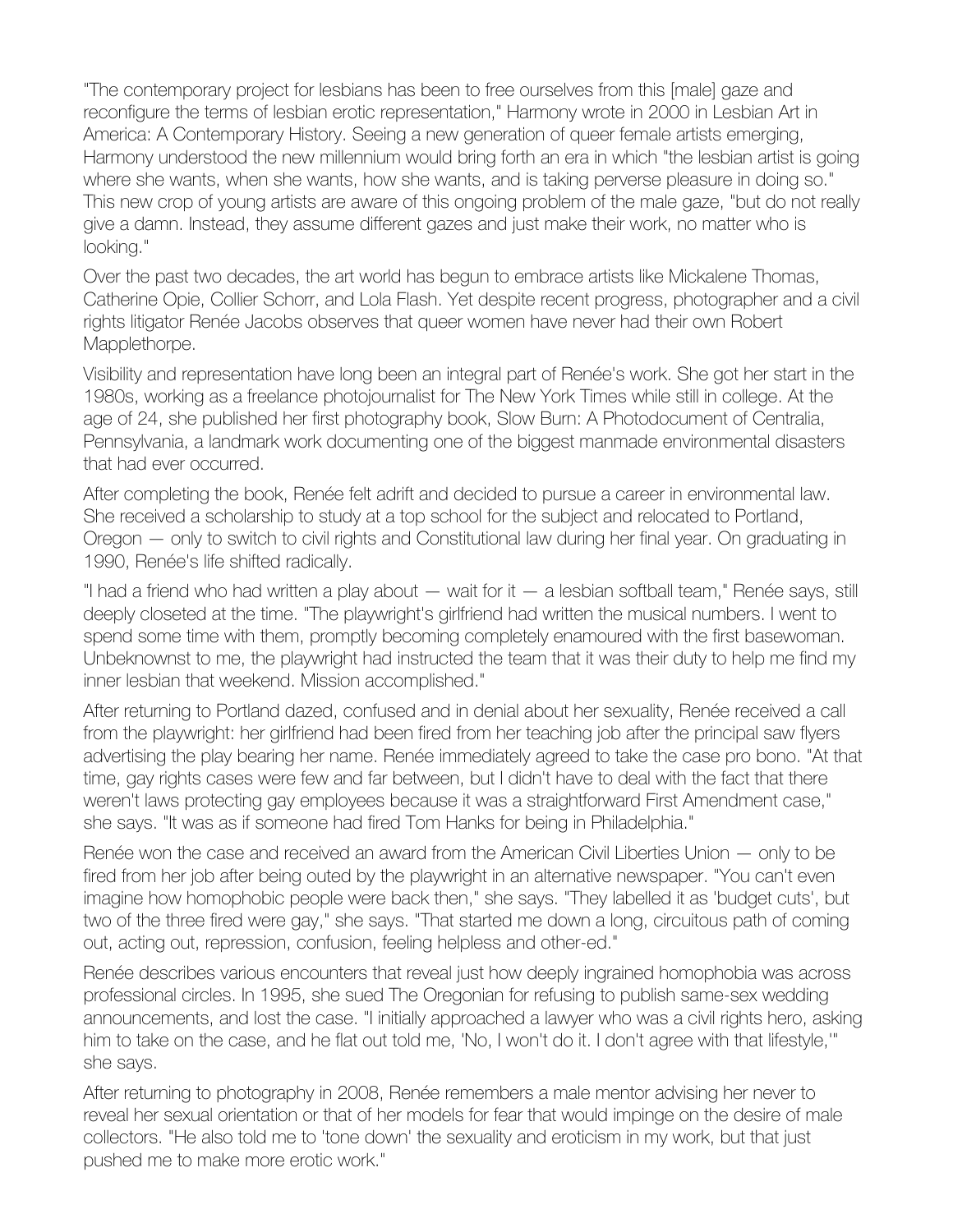"The contemporary project for lesbians has been to free ourselves from this [male] gaze and reconfigure the terms of lesbian erotic representation," Harmony wrote in 2000 in Lesbian Art in America: A Contemporary History. Seeing a new generation of queer female artists emerging, Harmony understood the new millennium would bring forth an era in which "the lesbian artist is going where she wants, when she wants, how she wants, and is taking perverse pleasure in doing so." This new crop of young artists are aware of this ongoing problem of the male gaze, "but do not really give a damn. Instead, they assume different gazes and just make their work, no matter who is looking."

Over the past two decades, the art world has begun to embrace artists like Mickalene Thomas, Catherine Opie, Collier Schorr, and Lola Flash. Yet despite recent progress, photographer and a civil rights litigator Renée Jacobs observes that queer women have never had their own Robert Mapplethorpe.

Visibility and representation have long been an integral part of Renée's work. She got her start in the 1980s, working as a freelance photojournalist for The New York Times while still in college. At the age of 24, she published her first photography book, Slow Burn: A Photodocument of Centralia, Pennsylvania, a landmark work documenting one of the biggest manmade environmental disasters that had ever occurred.

After completing the book, Renée felt adrift and decided to pursue a career in environmental law. She received a scholarship to study at a top school for the subject and relocated to Portland, Oregon — only to switch to civil rights and Constitutional law during her final year. On graduating in 1990, Renée's life shifted radically.

"I had a friend who had written a play about — wait for it — a lesbian softball team," Renée says, still deeply closeted at the time. "The playwright's girlfriend had written the musical numbers. I went to spend some time with them, promptly becoming completely enamoured with the first basewoman. Unbeknownst to me, the playwright had instructed the team that it was their duty to help me find my inner lesbian that weekend. Mission accomplished."

After returning to Portland dazed, confused and in denial about her sexuality, Renée received a call from the playwright: her girlfriend had been fired from her teaching job after the principal saw flyers advertising the play bearing her name. Renée immediately agreed to take the case pro bono. "At that time, gay rights cases were few and far between, but I didn't have to deal with the fact that there weren't laws protecting gay employees because it was a straightforward First Amendment case," she says. "It was as if someone had fired Tom Hanks for being in Philadelphia."

Renée won the case and received an award from the American Civil Liberties Union — only to be fired from her job after being outed by the playwright in an alternative newspaper. "You can't even imagine how homophobic people were back then," she says. "They labelled it as 'budget cuts', but two of the three fired were gay," she says. "That started me down a long, circuitous path of coming out, acting out, repression, confusion, feeling helpless and other-ed."

Renée describes various encounters that reveal just how deeply ingrained homophobia was across professional circles. In 1995, she sued The Oregonian for refusing to publish same-sex wedding announcements, and lost the case. "I initially approached a lawyer who was a civil rights hero, asking him to take on the case, and he flat out told me, 'No, I won't do it. I don't agree with that lifestyle,'" she says.

After returning to photography in 2008, Renée remembers a male mentor advising her never to reveal her sexual orientation or that of her models for fear that would impinge on the desire of male collectors. "He also told me to 'tone down' the sexuality and eroticism in my work, but that just pushed me to make more erotic work."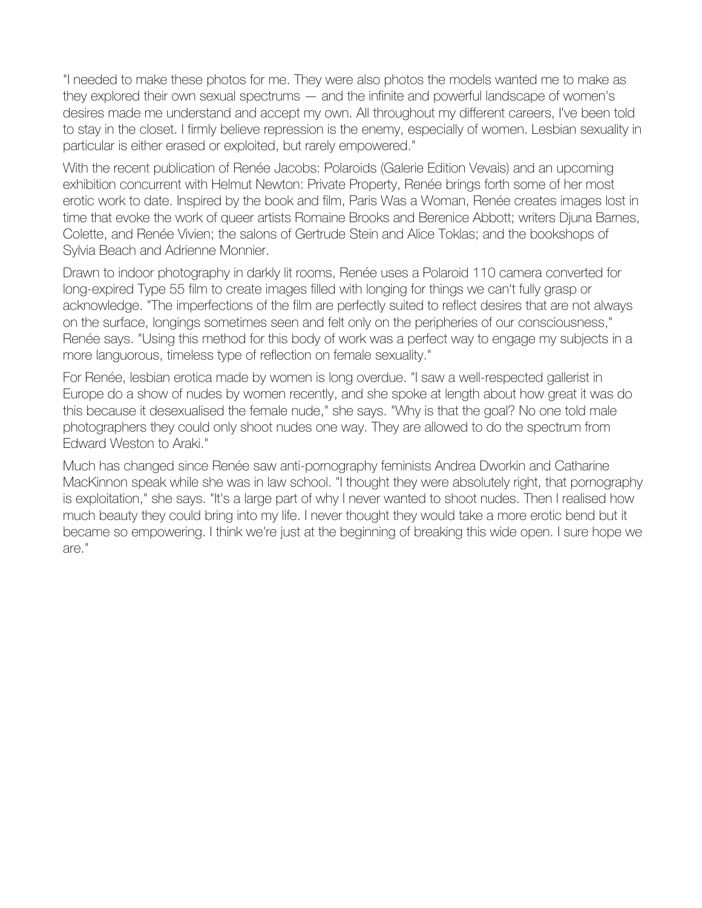"I needed to make these photos for me. They were also photos the models wanted me to make as they explored their own sexual spectrums — and the infinite and powerful landscape of women's desires made me understand and accept my own. All throughout my different careers, I've been told to stay in the closet. I firmly believe repression is the enemy, especially of women. Lesbian sexuality in particular is either erased or exploited, but rarely empowered."

With the recent publication of Renée Jacobs: Polaroids (Galerie Edition Vevais) and an upcoming exhibition concurrent with Helmut Newton: Private Property, Renée brings forth some of her most erotic work to date. Inspired by the book and film, Paris Was a Woman, Renée creates images lost in time that evoke the work of queer artists Romaine Brooks and Berenice Abbott; writers Djuna Barnes, Colette, and Renée Vivien; the salons of Gertrude Stein and Alice Toklas; and the bookshops of Sylvia Beach and Adrienne Monnier.

Drawn to indoor photography in darkly lit rooms, Renée uses a Polaroid 110 camera converted for long-expired Type 55 film to create images filled with longing for things we can't fully grasp or acknowledge. "The imperfections of the film are perfectly suited to reflect desires that are not always on the surface, longings sometimes seen and felt only on the peripheries of our consciousness," Renée says. "Using this method for this body of work was a perfect way to engage my subjects in a more languorous, timeless type of reflection on female sexuality."

For Renée, lesbian erotica made by women is long overdue. "I saw a well-respected gallerist in Europe do a show of nudes by women recently, and she spoke at length about how great it was do this because it desexualised the female nude," she says. "Why is that the goal? No one told male photographers they could only shoot nudes one way. They are allowed to do the spectrum from Edward Weston to Araki."

Much has changed since Renée saw anti-pornography feminists Andrea Dworkin and Catharine MacKinnon speak while she was in law school. "I thought they were absolutely right, that pornography is exploitation," she says. "It's a large part of why I never wanted to shoot nudes. Then I realised how much beauty they could bring into my life. I never thought they would take a more erotic bend but it became so empowering. I think we're just at the beginning of breaking this wide open. I sure hope we are."